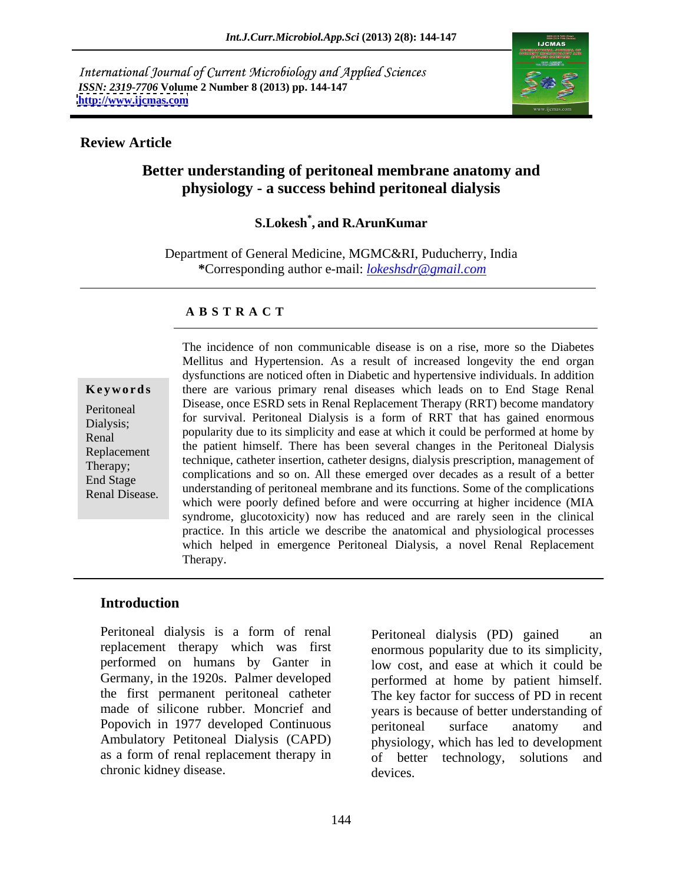International Journal of Current Microbiology and Applied Sciences
*ISSN: 2319-7706* Volume 2 Number 8 (2013) pp. 144-147
http://www.ijcmas.com

**Review Article**

# Better understanding of peritoneal membrane anatomy and physiology - a success behind peritoneal dialysis

**S.Lokesh*, and R.ArunKumar**

Department of General Medicine, MGMC&RI, Puducherry, India
*Corresponding author e-mail: lokeshsdr@gmail.com

**A B S T R A C T**

**Keywords**

Peritoneal Dialysis; Renal Replacement Therapy; End Stage Renal Disease.

The incidence of non communicable disease is on a rise, more so the Diabetes Mellitus and Hypertension. As a result of increased longevity the end organ dysfunctions are noticed often in Diabetic and hypertensive individuals. In addition there are various primary renal diseases which leads on to End Stage Renal Disease, once ESRD sets in Renal Replacement Therapy (RRT) become mandatory for survival. Peritoneal Dialysis is a form of RRT that has gained enormous popularity due to its simplicity and ease at which it could be performed at home by the patient himself. There has been several changes in the Peritoneal Dialysis technique, catheter insertion, catheter designs, dialysis prescription, management of complications and so on. All these emerged over decades as a result of a better understanding of peritoneal membrane and its functions. Some of the complications which were poorly defined before and were occurring at higher incidence (MIA syndrome, glucotoxicity) now has reduced and are rarely seen in the clinical practice. In this article we describe the anatomical and physiological processes which helped in emergence Peritoneal Dialysis, a novel Renal Replacement Therapy.

## Introduction

Peritoneal dialysis is a form of renal replacement therapy which was first performed on humans by Ganter in Germany, in the 1920s. Palmer developed the first permanent peritoneal catheter made of silicone rubber. Moncrief and Popovich in 1977 developed Continuous Ambulatory Petitoneal Dialysis (CAPD) as a form of renal replacement therapy in chronic kidney disease.

Peritoneal dialysis (PD) gained an enormous popularity due to its simplicity, low cost, and ease at which it could be performed at home by patient himself. The key factor for success of PD in recent years is because of better understanding of peritoneal surface anatomy and physiology, which has led to development of better technology, solutions and devices.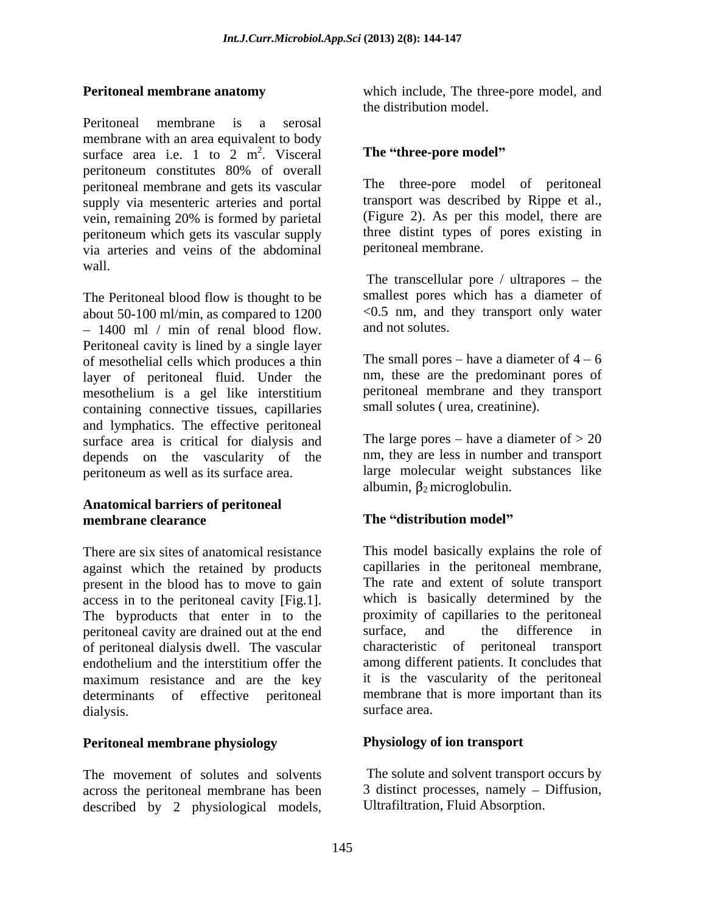## Peritoneal membrane anatomy

Peritoneal membrane is a serosal membrane with an area equivalent to body surface area i.e. 1 to 2 $m^2$. Visceral peritoneum constitutes 80% of overall peritoneal membrane and gets its vascular supply via mesenteric arteries and portal vein, remaining 20% is formed by parietal peritoneum which gets its vascular supply via arteries and veins of the abdominal wall.

The Peritoneal blood flow is thought to be about 50-100 ml/min, as compared to 1200 – 1400 ml / min of renal blood flow. Peritoneal cavity is lined by a single layer of mesothelial cells which produces a thin layer of peritoneal fluid. Under the mesothelium is a gel like interstitium containing connective tissues, capillaries and lymphatics. The effective peritoneal surface area is critical for dialysis and depends on the vascularity of the peritoneum as well as its surface area.

## Anatomical barriers of peritoneal membrane clearance

There are six sites of anatomical resistance against which the retained by products present in the blood has to move to gain access in to the peritoneal cavity [Fig.1]. The byproducts that enter in to the peritoneal cavity are drained out at the end of peritoneal dialysis dwell. The vascular endothelium and the interstitium offer the maximum resistance and are the key determinants of effective peritoneal dialysis.

## Peritoneal membrane physiology

The movement of solutes and solvents across the peritoneal membrane has been described by 2 physiological models, which include, The three-pore model, and the distribution model.

## The "three-pore model"

The three-pore model of peritoneal transport was described by Rippe et al., (Figure 2). As per this model, there are three distint types of pores existing in peritoneal membrane.

The transcellular pore / ultrapores – the smallest pores which has a diameter of <0.5 nm, and they transport only water and not solutes.

The small pores – have a diameter of 4 – 6 nm, these are the predominant pores of peritoneal membrane and they transport small solutes ( urea, creatinine).

The large pores – have a diameter of > 20 nm, they are less in number and transport large molecular weight substances like albumin, $\beta_2$ microglobulin.

## The "distribution model"

This model basically explains the role of capillaries in the peritoneal membrane, The rate and extent of solute transport which is basically determined by the proximity of capillaries to the peritoneal surface, and the difference in characteristic of peritoneal transport among different patients. It concludes that it is the vascularity of the peritoneal membrane that is more important than its surface area.

## Physiology of ion transport

The solute and solvent transport occurs by 3 distinct processes, namely – Diffusion, Ultrafiltration, Fluid Absorption.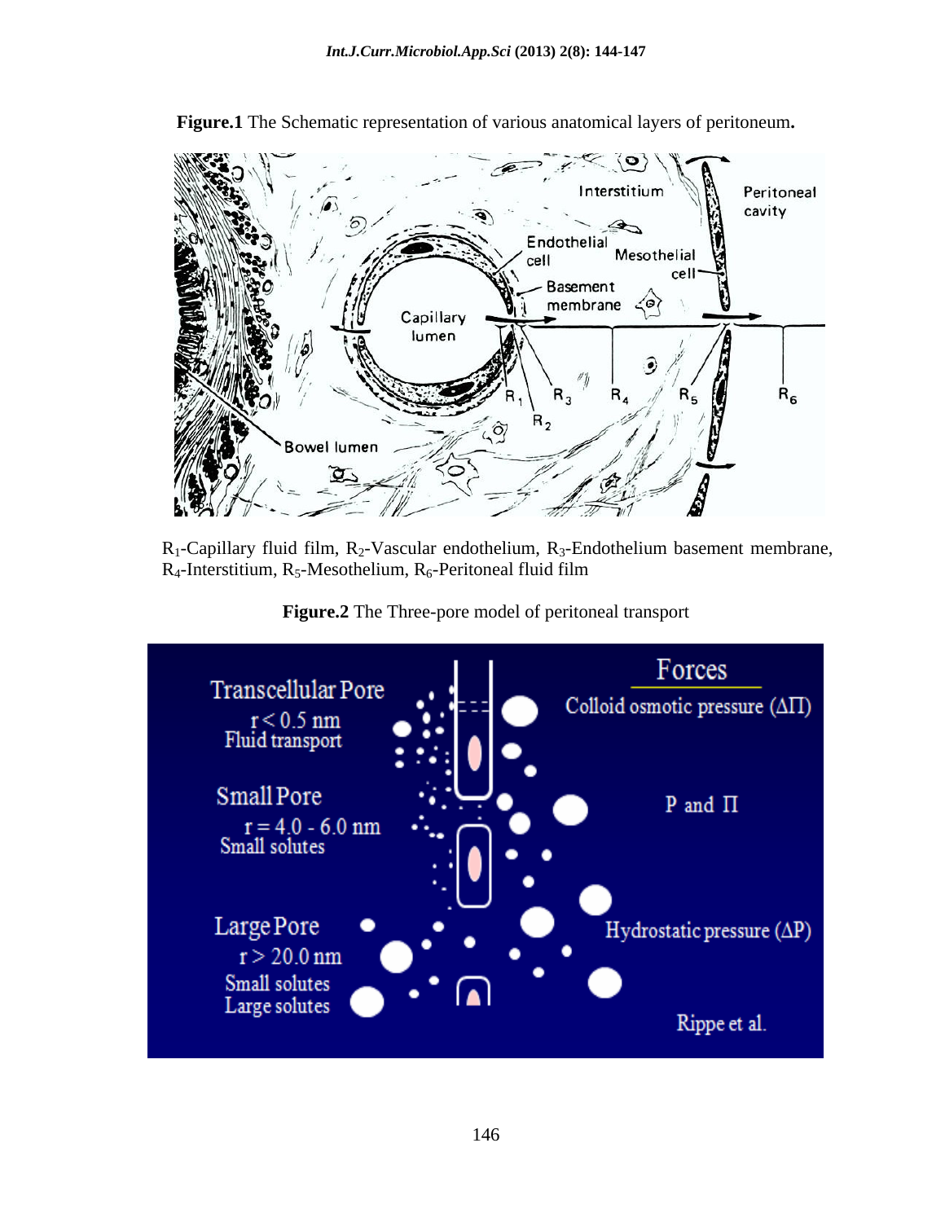**Figure.1** The Schematic representation of various anatomical layers of peritoneum**.**

$R_1$-Capillary fluid film, $R_2$-Vascular endothelium, $R_3$-Endothelium basement membrane, $R_4$-Interstitium, $R_5$-Mesothelium, $R_6$-Peritoneal fluid film

**Figure.2** The Three-pore model of peritoneal transport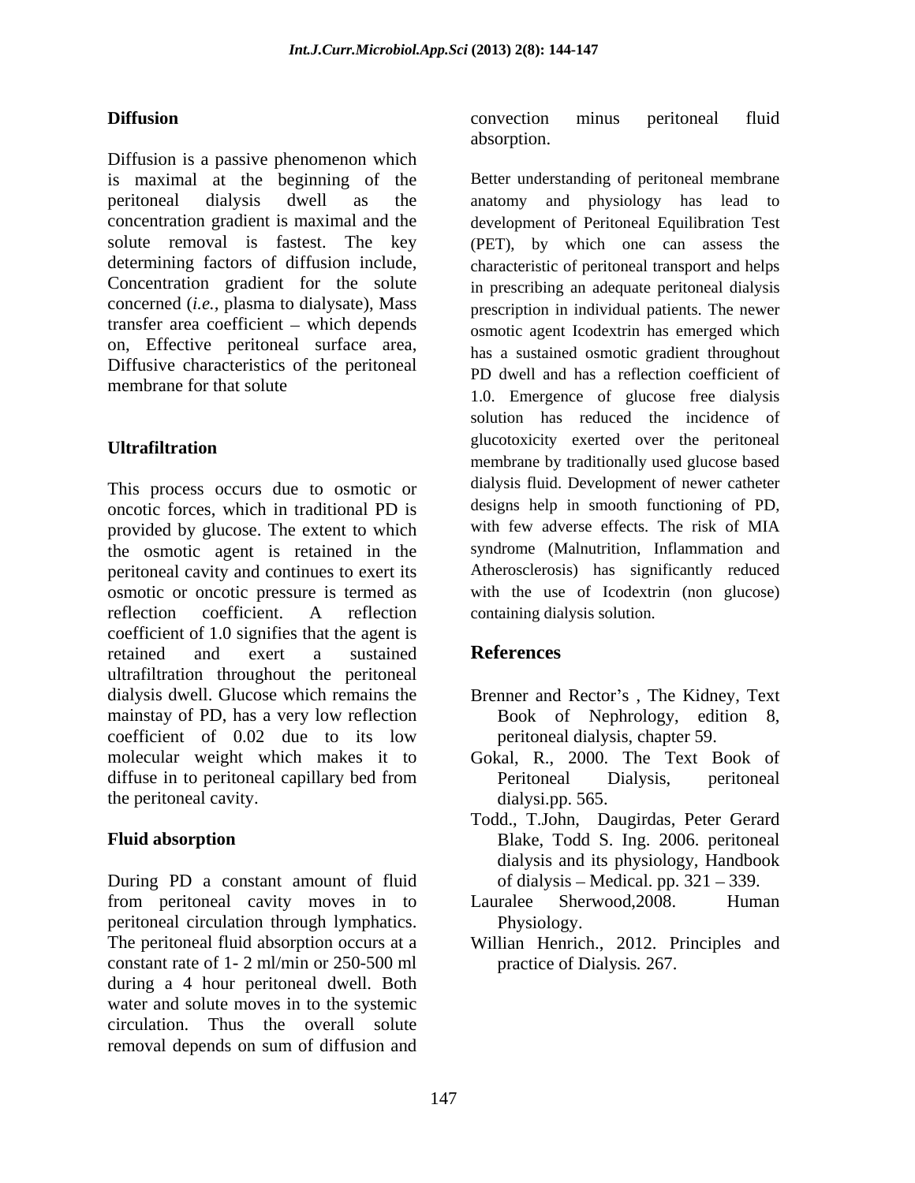## Diffusion

Diffusion is a passive phenomenon which is maximal at the beginning of the peritoneal dialysis dwell as the concentration gradient is maximal and the solute removal is fastest. The key determining factors of diffusion include, Concentration gradient for the solute concerned (*i.e.,* plasma to dialysate), Mass transfer area coefficient – which depends on, Effective peritoneal surface area, Diffusive characteristics of the peritoneal membrane for that solute

## Ultrafiltration

This process occurs due to osmotic or oncotic forces, which in traditional PD is provided by glucose. The extent to which the osmotic agent is retained in the peritoneal cavity and continues to exert its osmotic or oncotic pressure is termed as reflection coefficient. A reflection coefficient of 1.0 signifies that the agent is retained and exert a sustained ultrafiltration throughout the peritoneal dialysis dwell. Glucose which remains the mainstay of PD, has a very low reflection coefficient of 0.02 due to its low molecular weight which makes it to diffuse in to peritoneal capillary bed from the peritoneal cavity.

## Fluid absorption

During PD a constant amount of fluid from peritoneal cavity moves in to peritoneal circulation through lymphatics. The peritoneal fluid absorption occurs at a constant rate of 1- 2 ml/min or 250-500 ml during a 4 hour peritoneal dwell. Both water and solute moves in to the systemic circulation. Thus the overall solute removal depends on sum of diffusion and convection minus peritoneal fluid absorption.

Better understanding of peritoneal membrane anatomy and physiology has lead to development of Peritoneal Equilibration Test (PET), by which one can assess the characteristic of peritoneal transport and helps in prescribing an adequate peritoneal dialysis prescription in individual patients. The newer osmotic agent Icodextrin has emerged which has a sustained osmotic gradient throughout PD dwell and has a reflection coefficient of 1.0. Emergence of glucose free dialysis solution has reduced the incidence of glucotoxicity exerted over the peritoneal membrane by traditionally used glucose based dialysis fluid. Development of newer catheter designs help in smooth functioning of PD, with few adverse effects. The risk of MIA syndrome (Malnutrition, Inflammation and Atherosclerosis) has significantly reduced with the use of Icodextrin (non glucose) containing dialysis solution.

## References

Brenner and Rector's , The Kidney, Text Book of Nephrology, edition 8, peritoneal dialysis, chapter 59.

Gokal, R., 2000. The Text Book of Peritoneal Dialysis, peritoneal dialysi.pp. 565.

Todd., T.John, Daugirdas, Peter Gerard Blake, Todd S. Ing. 2006. peritoneal dialysis and its physiology, Handbook of dialysis – Medical. pp. 321 – 339.

Lauralee Sherwood,2008. Human Physiology.

Willian Henrich., 2012. Principles and practice of Dialysis. 267.